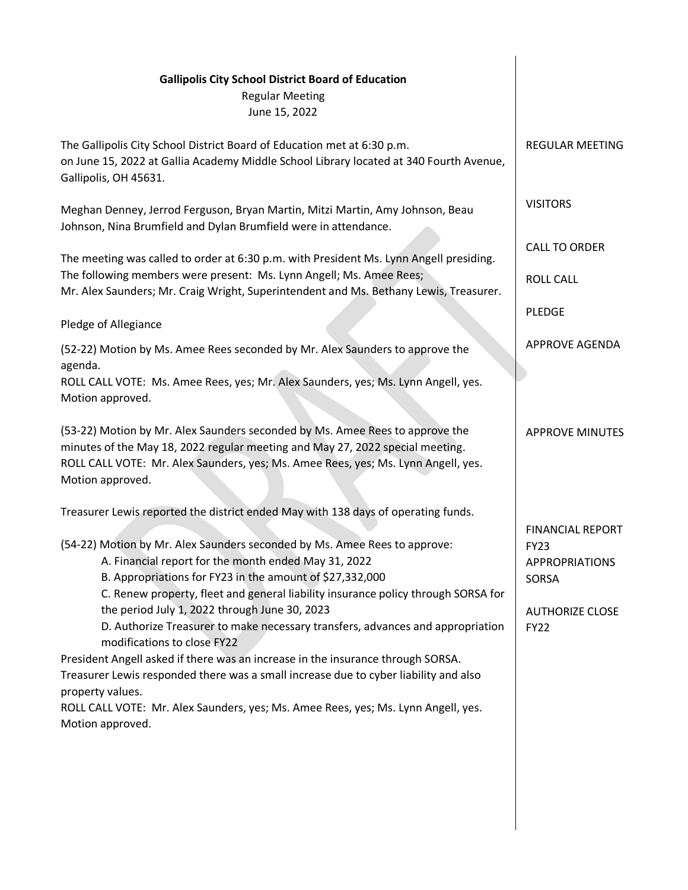**Gallipolis City School District Board of Education**
Regular Meeting
June 15, 2022

REGULAR MEETING

The Gallipolis City School District Board of Education met at 6:30 p.m. on June 15, 2022 at Gallia Academy Middle School Library located at 340 Fourth Avenue, Gallipolis, OH 45631.

VISITORS

Meghan Denney, Jerrod Ferguson, Bryan Martin, Mitzi Martin, Amy Johnson, Beau Johnson, Nina Brumfield and Dylan Brumfield were in attendance.

CALL TO ORDER

The meeting was called to order at 6:30 p.m. with President Ms. Lynn Angell presiding.

ROLL CALL

The following members were present: Ms. Lynn Angell; Ms. Amee Rees; Mr. Alex Saunders; Mr. Craig Wright, Superintendent and Ms. Bethany Lewis, Treasurer.

PLEDGE

Pledge of Allegiance

APPROVE AGENDA

(52-22) Motion by Ms. Amee Rees seconded by Mr. Alex Saunders to approve the agenda.
ROLL CALL VOTE: Ms. Amee Rees, yes; Mr. Alex Saunders, yes; Ms. Lynn Angell, yes.
Motion approved.

APPROVE MINUTES

(53-22) Motion by Mr. Alex Saunders seconded by Ms. Amee Rees to approve the minutes of the May 18, 2022 regular meeting and May 27, 2022 special meeting.
ROLL CALL VOTE: Mr. Alex Saunders, yes; Ms. Amee Rees, yes; Ms. Lynn Angell, yes.
Motion approved.

Treasurer Lewis reported the district ended May with 138 days of operating funds.

FINANCIAL REPORT
FY23 APPROPRIATIONS
SORSA
AUTHORIZE CLOSE FY22

(54-22) Motion by Mr. Alex Saunders seconded by Ms. Amee Rees to approve:

A. Financial report for the month ended May 31, 2022
B. Appropriations for FY23 in the amount of $27,332,000
C. Renew property, fleet and general liability insurance policy through SORSA for the period July 1, 2022 through June 30, 2023
D. Authorize Treasurer to make necessary transfers, advances and appropriation modifications to close FY22

President Angell asked if there was an increase in the insurance through SORSA. Treasurer Lewis responded there was a small increase due to cyber liability and also property values.
ROLL CALL VOTE: Mr. Alex Saunders, yes; Ms. Amee Rees, yes; Ms. Lynn Angell, yes.
Motion approved.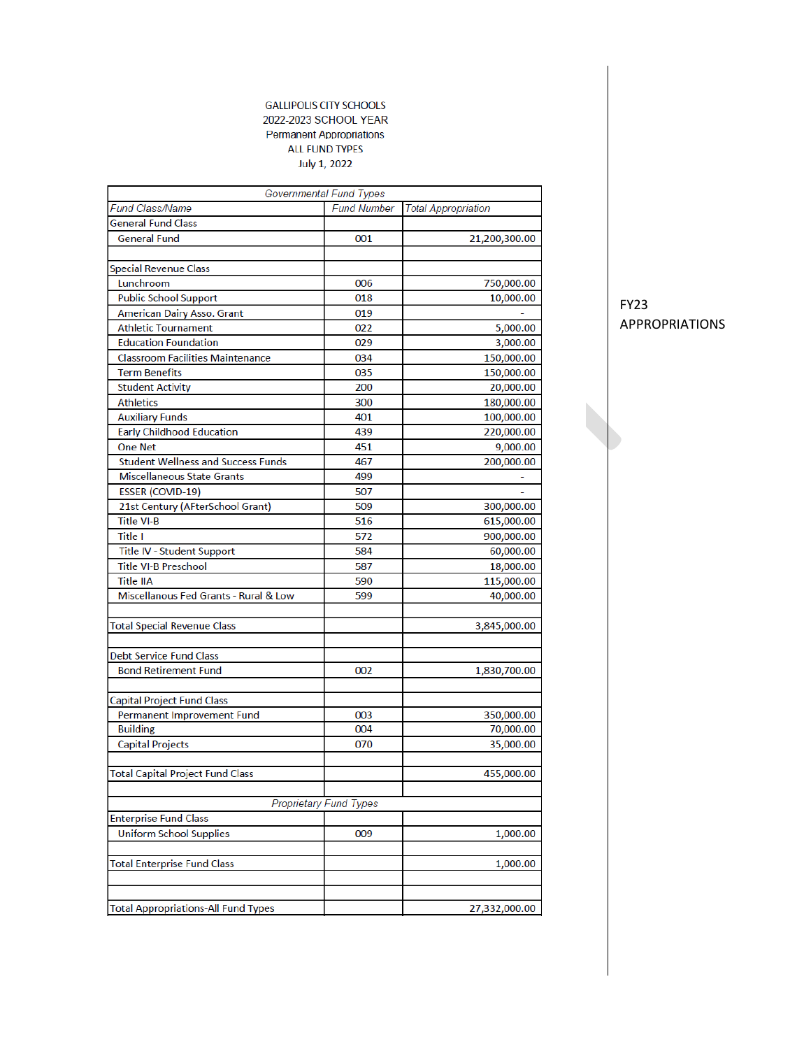GALLIPOLIS CITY SCHOOLS
2022-2023 SCHOOL YEAR
Permanent Appropriations
ALL FUND TYPES
July 1, 2022

| *Governmental Fund Types* | | |
|---|---|---|
| *Fund Class/Name* | *Fund Number* | *Total Appropriation* |
| General Fund Class | | |
| General Fund | 001 | 21,200,300.00 |
| | | |
| Special Revenue Class | | |
| Lunchroom | 006 | 750,000.00 |
| Public School Support | 018 | 10,000.00 |
| American Dairy Asso. Grant | 019 | - |
| Athletic Tournament | 022 | 5,000.00 |
| Education Foundation | 029 | 3,000.00 |
| Classroom Facilities Maintenance | 034 | 150,000.00 |
| Term Benefits | 035 | 150,000.00 |
| Student Activity | 200 | 20,000.00 |
| Athletics | 300 | 180,000.00 |
| Auxiliary Funds | 401 | 100,000.00 |
| Early Childhood Education | 439 | 220,000.00 |
| One Net | 451 | 9,000.00 |
| Student Wellness and Success Funds | 467 | 200,000.00 |
| Miscellaneous State Grants | 499 | - |
| ESSER (COVID-19) | 507 | - |
| 21st Century (AFterSchool Grant) | 509 | 300,000.00 |
| Title VI-B | 516 | 615,000.00 |
| Title I | 572 | 900,000.00 |
| Title IV - Student Support | 584 | 60,000.00 |
| Title VI-B Preschool | 587 | 18,000.00 |
| Title IIA | 590 | 115,000.00 |
| Miscellanous Fed Grants - Rural & Low | 599 | 40,000.00 |
| | | |
| Total Special Revenue Class | | 3,845,000.00 |
| | | |
| Debt Service Fund Class | | |
| Bond Retirement Fund | 002 | 1,830,700.00 |
| | | |
| Capital Project Fund Class | | |
| Permanent Improvement Fund | 003 | 350,000.00 |
| Building | 004 | 70,000.00 |
| Capital Projects | 070 | 35,000.00 |
| | | |
| Total Capital Project Fund Class | | 455,000.00 |
| | | |
| *Proprietary Fund Types* | | |
| Enterprise Fund Class | | |
| Uniform School Supplies | 009 | 1,000.00 |
| | | |
| Total Enterprise Fund Class | | 1,000.00 |
| | | |
| | | |
| Total Appropriations-All Fund Types | | 27,332,000.00 |

FY23 APPROPRIATIONS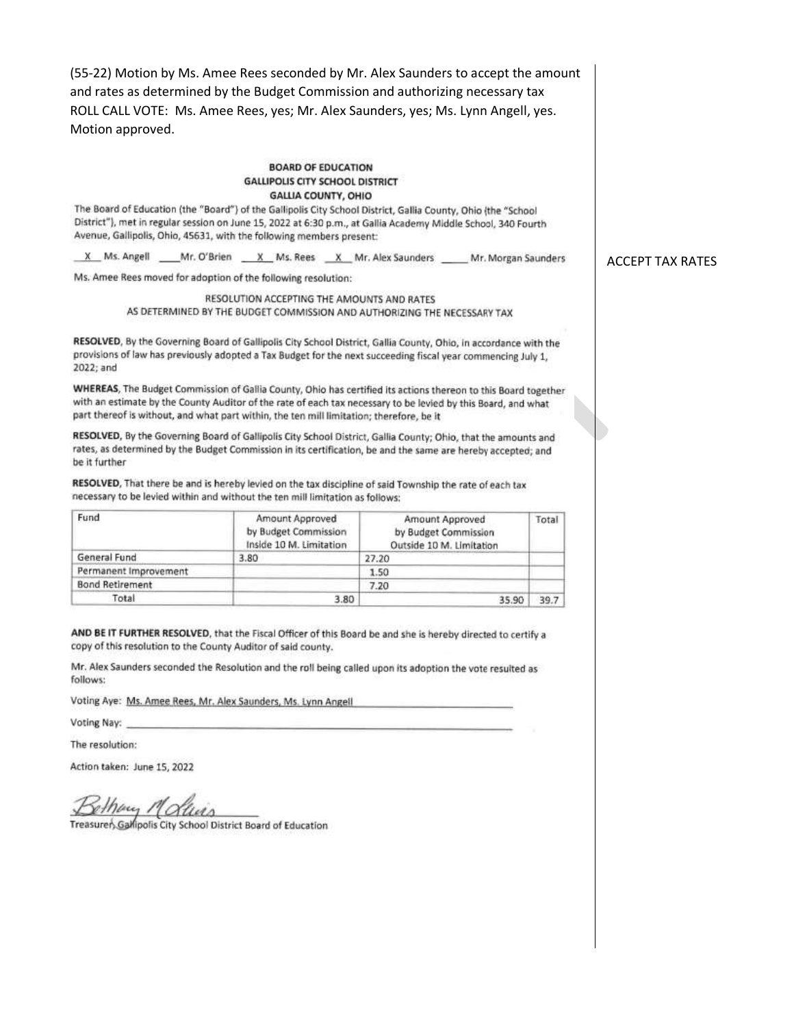(55-22) Motion by Ms. Amee Rees seconded by Mr. Alex Saunders to accept the amount and rates as determined by the Budget Commission and authorizing necessary tax ROLL CALL VOTE: Ms. Amee Rees, yes; Mr. Alex Saunders, yes; Ms. Lynn Angell, yes. Motion approved.

ACCEPT TAX RATES

**BOARD OF EDUCATION**
**GALLIPOLIS CITY SCHOOL DISTRICT**
**GALLIA COUNTY, OHIO**

The Board of Education (the "Board") of the Gallipolis City School District, Gallia County, Ohio (the "School District"), met in regular session on June 15, 2022 at 6:30 p.m., at Gallia Academy Middle School, 340 Fourth Avenue, Gallipolis, Ohio, 45631, with the following members present:

_X_ Ms. Angell ____Mr. O'Brien _X_ Ms. Rees _X_ Mr. Alex Saunders _____ Mr. Morgan Saunders

Ms. Amee Rees moved for adoption of the following resolution:

RESOLUTION ACCEPTING THE AMOUNTS AND RATES
AS DETERMINED BY THE BUDGET COMMISSION AND AUTHORIZING THE NECESSARY TAX

**RESOLVED**, By the Governing Board of Gallipolis City School District, Gallia County, Ohio, in accordance with the provisions of law has previously adopted a Tax Budget for the next succeeding fiscal year commencing July 1, 2022; and

**WHEREAS**, The Budget Commission of Gallia County, Ohio has certified its actions thereon to this Board together with an estimate by the County Auditor of the rate of each tax necessary to be levied by this Board, and what part thereof is without, and what part within, the ten mill limitation; therefore, be it

**RESOLVED**, By the Governing Board of Gallipolis City School District, Gallia County; Ohio, that the amounts and rates, as determined by the Budget Commission in its certification, be and the same are hereby accepted; and be it further

**RESOLVED**, That there be and is hereby levied on the tax discipline of said Township the rate of each tax necessary to be levied within and without the ten mill limitation as follows:

| Fund | Amount Approved by Budget Commission Inside 10 M. Limitation | Amount Approved by Budget Commission Outside 10 M. Limitation | Total |
|---|---|---|---|
| General Fund | 3.80 | 27.20 | |
| Permanent Improvement | | 1.50 | |
| Bond Retirement | | 7.20 | |
| Total | 3.80 | 35.90 | 39.7 |

**AND BE IT FURTHER RESOLVED**, that the Fiscal Officer of this Board be and she is hereby directed to certify a copy of this resolution to the County Auditor of said county.

Mr. Alex Saunders seconded the Resolution and the roll being called upon its adoption the vote resulted as follows:

Voting Aye: Ms. Amee Rees, Mr. Alex Saunders, Ms. Lynn Angell

Voting Nay: ____________________

The resolution:

Action taken: June 15, 2022

Bethany McGuire

Treasurer, Gallipolis City School District Board of Education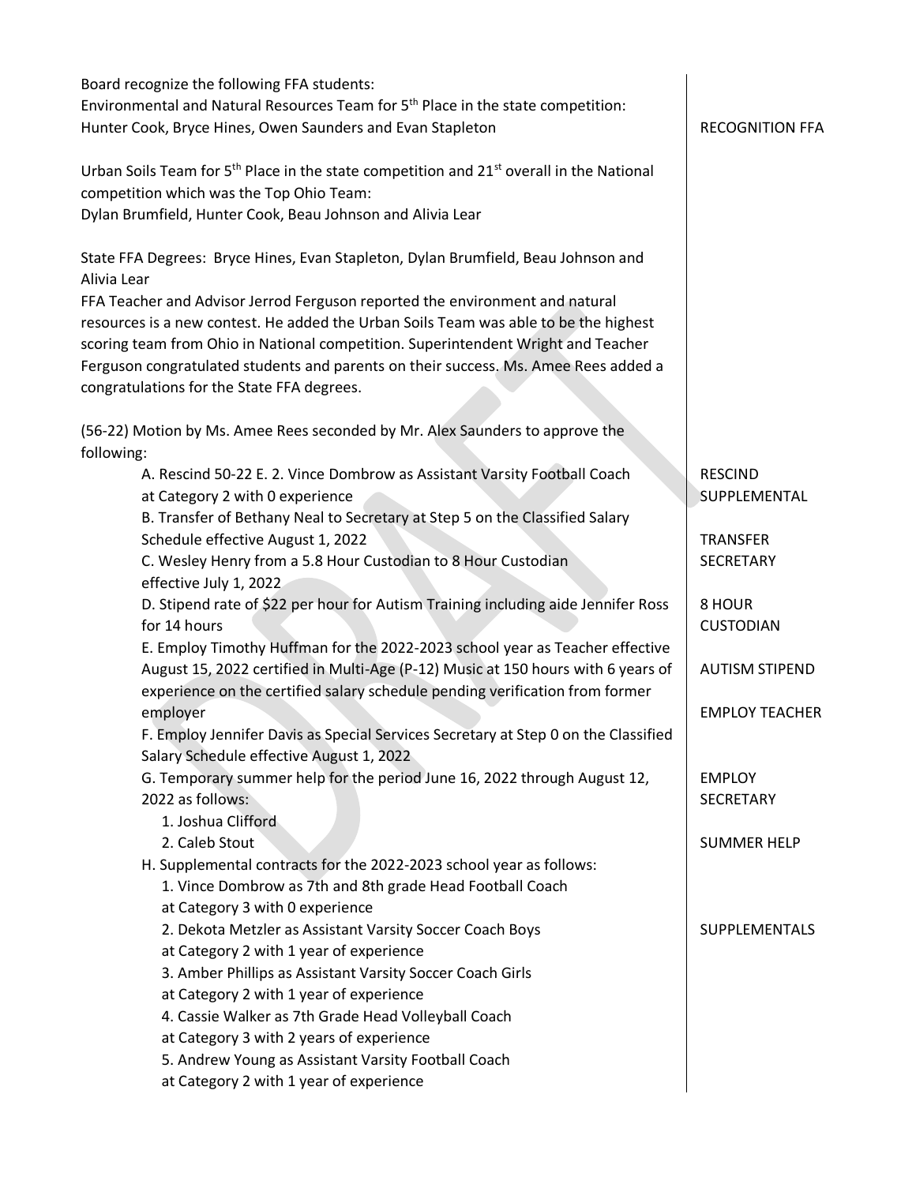Board recognize the following FFA students:
Environmental and Natural Resources Team for 5th Place in the state competition:
Hunter Cook, Bryce Hines, Owen Saunders and Evan Stapleton — RECOGNITION FFA

Urban Soils Team for 5th Place in the state competition and 21st overall in the National competition which was the Top Ohio Team:
Dylan Brumfield, Hunter Cook, Beau Johnson and Alivia Lear

State FFA Degrees: Bryce Hines, Evan Stapleton, Dylan Brumfield, Beau Johnson and Alivia Lear

FFA Teacher and Advisor Jerrod Ferguson reported the environment and natural resources is a new contest. He added the Urban Soils Team was able to be the highest scoring team from Ohio in National competition. Superintendent Wright and Teacher Ferguson congratulated students and parents on their success. Ms. Amee Rees added a congratulations for the State FFA degrees.

(56-22) Motion by Ms. Amee Rees seconded by Mr. Alex Saunders to approve the following:

A. Rescind 50-22 E. 2. Vince Dombrow as Assistant Varsity Football Coach at Category 2 with 0 experience — RESCIND SUPPLEMENTAL

B. Transfer of Bethany Neal to Secretary at Step 5 on the Classified Salary Schedule effective August 1, 2022 — TRANSFER SECRETARY

C. Wesley Henry from a 5.8 Hour Custodian to 8 Hour Custodian effective July 1, 2022 — 8 HOUR CUSTODIAN

D. Stipend rate of $22 per hour for Autism Training including aide Jennifer Ross for 14 hours — AUTISM STIPEND

E. Employ Timothy Huffman for the 2022-2023 school year as Teacher effective August 15, 2022 certified in Multi-Age (P-12) Music at 150 hours with 6 years of experience on the certified salary schedule pending verification from former employer — EMPLOY TEACHER

F. Employ Jennifer Davis as Special Services Secretary at Step 0 on the Classified Salary Schedule effective August 1, 2022 — EMPLOY SECRETARY

G. Temporary summer help for the period June 16, 2022 through August 12, 2022 as follows: — SUMMER HELP
   1. Joshua Clifford
   2. Caleb Stout

H. Supplemental contracts for the 2022-2023 school year as follows: — SUPPLEMENTALS
   1. Vince Dombrow as 7th and 8th grade Head Football Coach at Category 3 with 0 experience
   2. Dekota Metzler as Assistant Varsity Soccer Coach Boys at Category 2 with 1 year of experience
   3. Amber Phillips as Assistant Varsity Soccer Coach Girls at Category 2 with 1 year of experience
   4. Cassie Walker as 7th Grade Head Volleyball Coach at Category 3 with 2 years of experience
   5. Andrew Young as Assistant Varsity Football Coach at Category 2 with 1 year of experience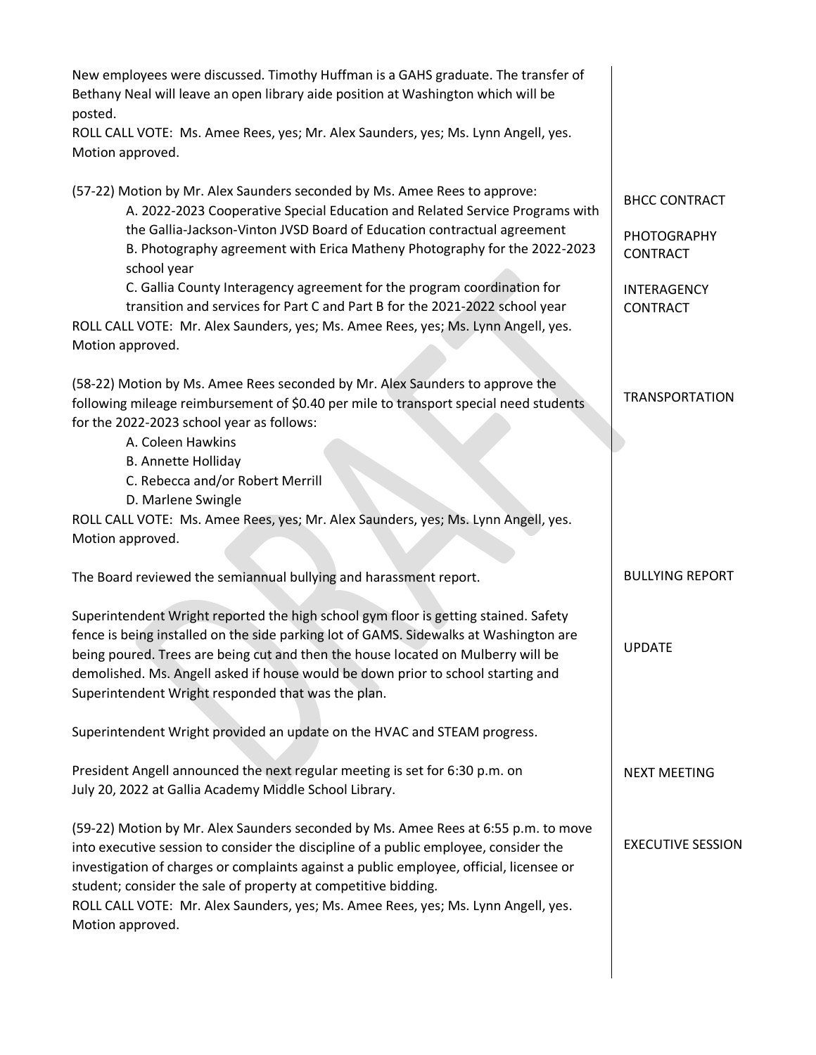New employees were discussed. Timothy Huffman is a GAHS graduate. The transfer of Bethany Neal will leave an open library aide position at Washington which will be posted.

ROLL CALL VOTE: Ms. Amee Rees, yes; Mr. Alex Saunders, yes; Ms. Lynn Angell, yes. Motion approved.

BHCC CONTRACT

PHOTOGRAPHY CONTRACT

INTERAGENCY CONTRACT

(57-22) Motion by Mr. Alex Saunders seconded by Ms. Amee Rees to approve:

A. 2022-2023 Cooperative Special Education and Related Service Programs with the Gallia-Jackson-Vinton JVSD Board of Education contractual agreement

B. Photography agreement with Erica Matheny Photography for the 2022-2023 school year

C. Gallia County Interagency agreement for the program coordination for transition and services for Part C and Part B for the 2021-2022 school year

ROLL CALL VOTE: Mr. Alex Saunders, yes; Ms. Amee Rees, yes; Ms. Lynn Angell, yes. Motion approved.

TRANSPORTATION

(58-22) Motion by Ms. Amee Rees seconded by Mr. Alex Saunders to approve the following mileage reimbursement of $0.40 per mile to transport special need students for the 2022-2023 school year as follows:

A. Coleen Hawkins

B. Annette Holliday

C. Rebecca and/or Robert Merrill

D. Marlene Swingle

ROLL CALL VOTE: Ms. Amee Rees, yes; Mr. Alex Saunders, yes; Ms. Lynn Angell, yes. Motion approved.

BULLYING REPORT

The Board reviewed the semiannual bullying and harassment report.

UPDATE

Superintendent Wright reported the high school gym floor is getting stained. Safety fence is being installed on the side parking lot of GAMS. Sidewalks at Washington are being poured. Trees are being cut and then the house located on Mulberry will be demolished. Ms. Angell asked if house would be down prior to school starting and Superintendent Wright responded that was the plan.

Superintendent Wright provided an update on the HVAC and STEAM progress.

NEXT MEETING

President Angell announced the next regular meeting is set for 6:30 p.m. on July 20, 2022 at Gallia Academy Middle School Library.

EXECUTIVE SESSION

(59-22) Motion by Mr. Alex Saunders seconded by Ms. Amee Rees at 6:55 p.m. to move into executive session to consider the discipline of a public employee, consider the investigation of charges or complaints against a public employee, official, licensee or student; consider the sale of property at competitive bidding.

ROLL CALL VOTE: Mr. Alex Saunders, yes; Ms. Amee Rees, yes; Ms. Lynn Angell, yes. Motion approved.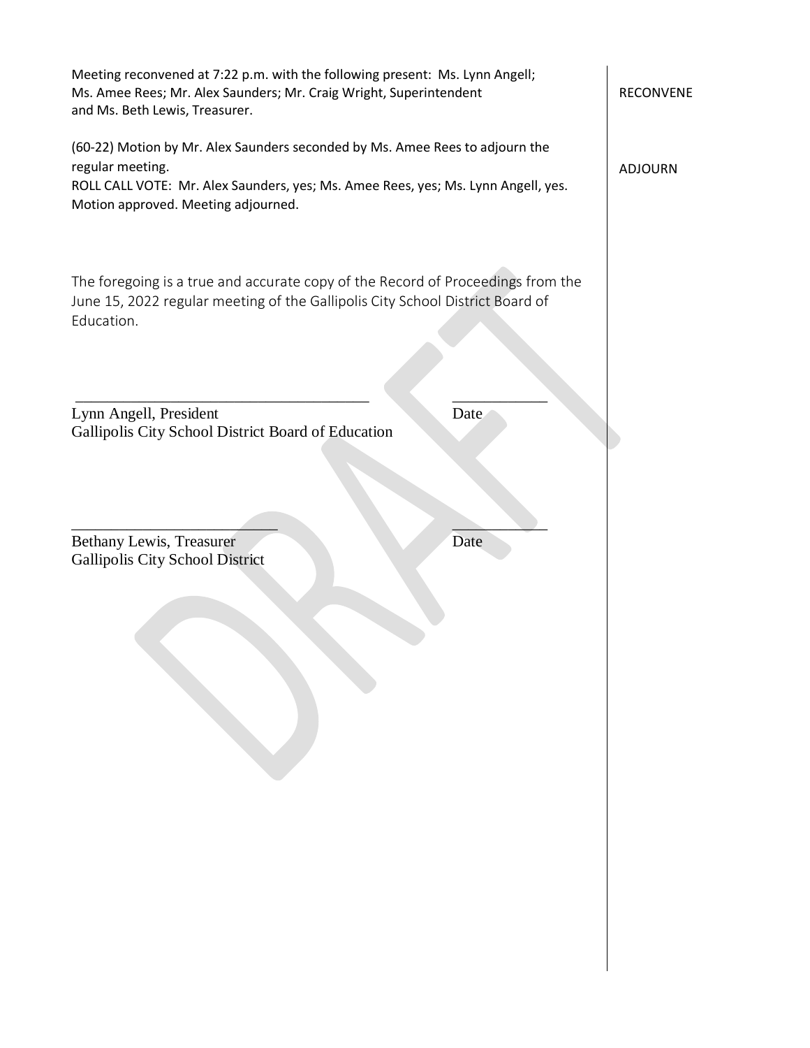Meeting reconvened at 7:22 p.m. with the following present: Ms. Lynn Angell; Ms. Amee Rees; Mr. Alex Saunders; Mr. Craig Wright, Superintendent and Ms. Beth Lewis, Treasurer.

RECONVENE

(60-22) Motion by Mr. Alex Saunders seconded by Ms. Amee Rees to adjourn the regular meeting.
ROLL CALL VOTE: Mr. Alex Saunders, yes; Ms. Amee Rees, yes; Ms. Lynn Angell, yes. Motion approved. Meeting adjourned.

ADJOURN

The foregoing is a true and accurate copy of the Record of Proceedings from the June 15, 2022 regular meeting of the Gallipolis City School District Board of Education.

\_\_\_\_\_\_\_\_\_\_\_\_\_\_\_\_\_\_\_\_\_\_\_\_\_\_\_\_\_\_\_\_\_\_\_\_\_\_\_ \_\_\_\_\_\_\_\_\_\_\_\_

Lynn Angell, President Date
Gallipolis City School District Board of Education

\_\_\_\_\_\_\_\_\_\_\_\_\_\_\_\_\_\_\_\_\_\_\_\_\_\_ \_\_\_\_\_\_\_\_\_\_\_\_

Bethany Lewis, Treasurer Date
Gallipolis City School District

DRAFT